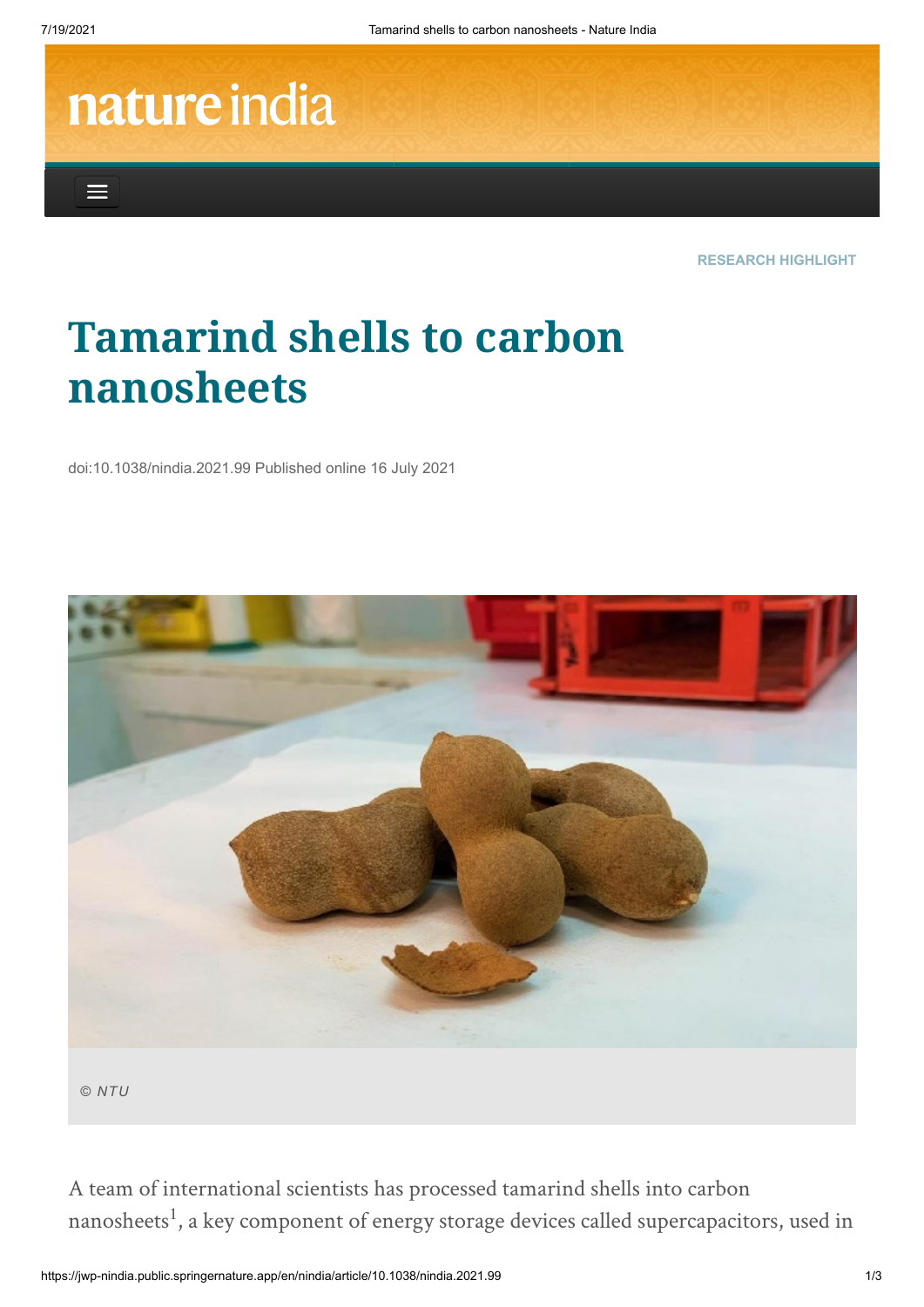RESEARCH HIGHLIGHT

# Tamarind shells to carbon nanosheets

doi:10.1038/nindia.2021.99 Published online 16 July 2021

© NTU

A team of international scientists has processed tamarind shells into carbon nanosheets[1], a key component of energy storage devices called supercapacitors, used in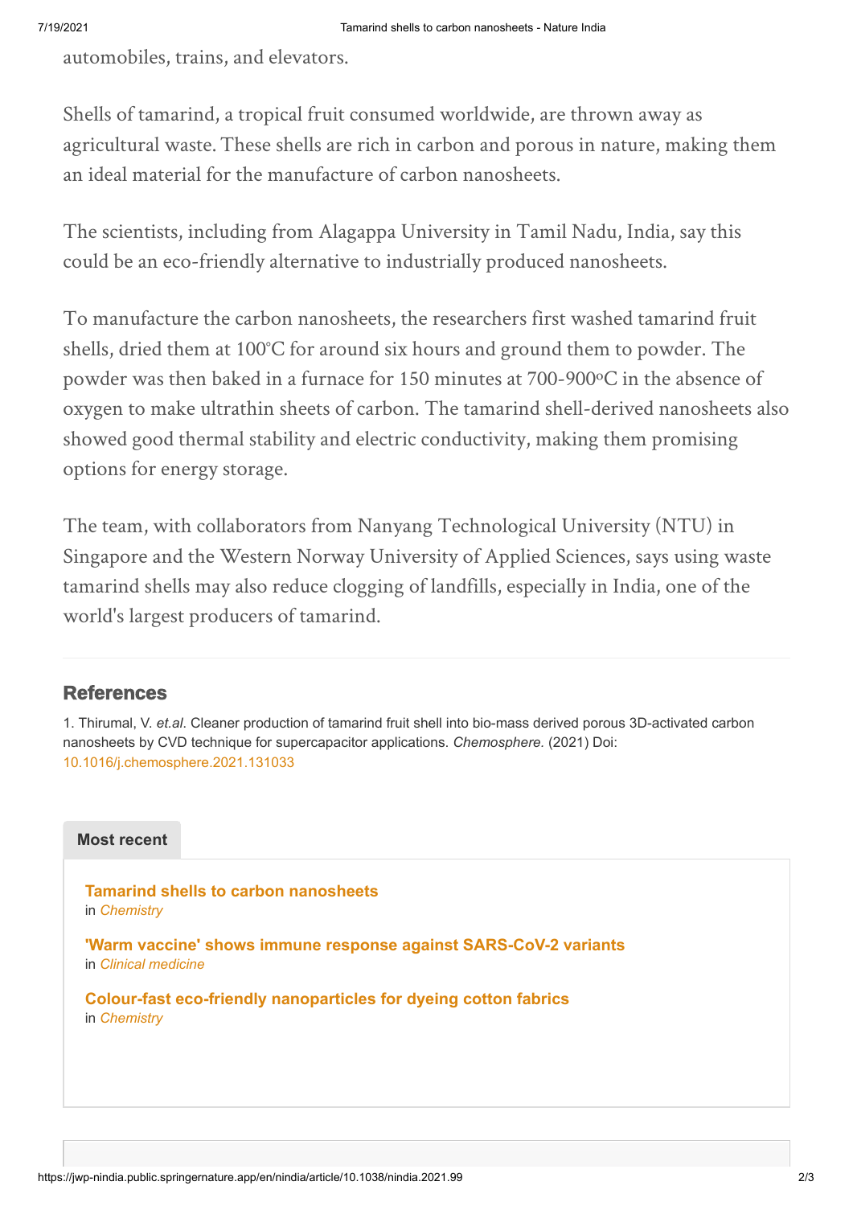automobiles, trains, and elevators.

Shells of tamarind, a tropical fruit consumed worldwide, are thrown away as agricultural waste. These shells are rich in carbon and porous in nature, making them an ideal material for the manufacture of carbon nanosheets.

The scientists, including from Alagappa University in Tamil Nadu, India, say this could be an eco-friendly alternative to industrially produced nanosheets.

To manufacture the carbon nanosheets, the researchers first washed tamarind fruit shells, dried them at 100°C for around six hours and ground them to powder. The powder was then baked in a furnace for 150 minutes at 700-900ºC in the absence of oxygen to make ultrathin sheets of carbon. The tamarind shell-derived nanosheets also showed good thermal stability and electric conductivity, making them promising options for energy storage.

The team, with collaborators from Nanyang Technological University (NTU) in Singapore and the Western Norway University of Applied Sciences, says using waste tamarind shells may also reduce clogging of landfills, especially in India, one of the world's largest producers of tamarind.

## References

1. Thirumal, V. *et.al*. Cleaner production of tamarind fruit shell into bio-mass derived porous 3D-activated carbon nanosheets by CVD technique for supercapacitor applications. *Chemosphere.* (2021) Doi: 10.1016/j.chemosphere.2021.131033

**Most recent**

**Tamarind shells to carbon nanosheets**
in *Chemistry*

**'Warm vaccine' shows immune response against SARS-CoV-2 variants**
in *Clinical medicine*

**Colour-fast eco-friendly nanoparticles for dyeing cotton fabrics**
in *Chemistry*